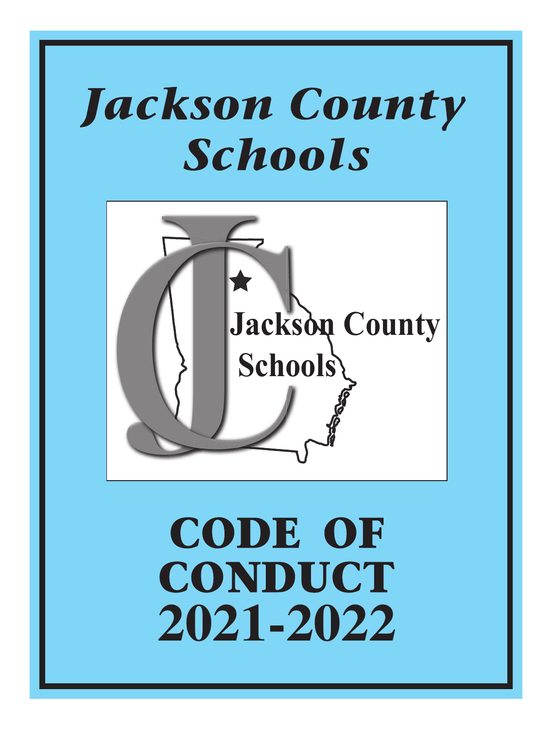# Jackson County Schools

Jackson County Schools

# CODE OF CONDUCT 2021-2022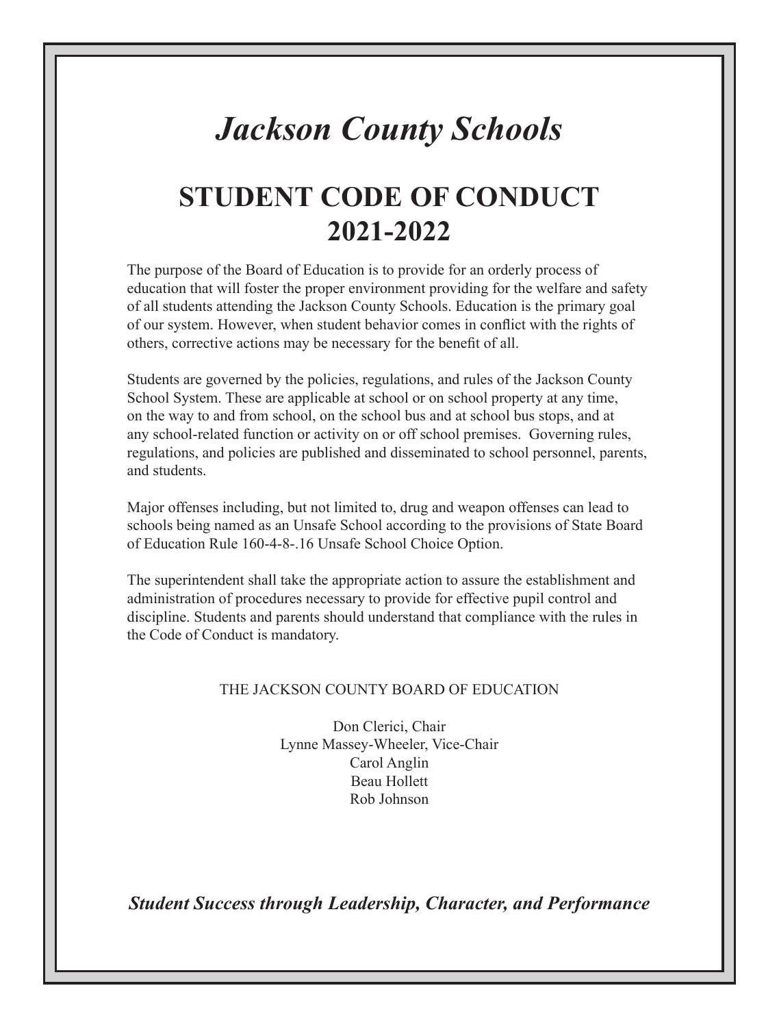# *Jackson County Schools*

## STUDENT CODE OF CONDUCT 2021-2022

The purpose of the Board of Education is to provide for an orderly process of education that will foster the proper environment providing for the welfare and safety of all students attending the Jackson County Schools. Education is the primary goal of our system. However, when student behavior comes in conflict with the rights of others, corrective actions may be necessary for the benefit of all.

Students are governed by the policies, regulations, and rules of the Jackson County School System. These are applicable at school or on school property at any time, on the way to and from school, on the school bus and at school bus stops, and at any school-related function or activity on or off school premises. Governing rules, regulations, and policies are published and disseminated to school personnel, parents, and students.

Major offenses including, but not limited to, drug and weapon offenses can lead to schools being named as an Unsafe School according to the provisions of State Board of Education Rule 160-4-8-.16 Unsafe School Choice Option.

The superintendent shall take the appropriate action to assure the establishment and administration of procedures necessary to provide for effective pupil control and discipline. Students and parents should understand that compliance with the rules in the Code of Conduct is mandatory.

THE JACKSON COUNTY BOARD OF EDUCATION

Don Clerici, Chair
Lynne Massey-Wheeler, Vice-Chair
Carol Anglin
Beau Hollett
Rob Johnson

***Student Success through Leadership, Character, and Performance***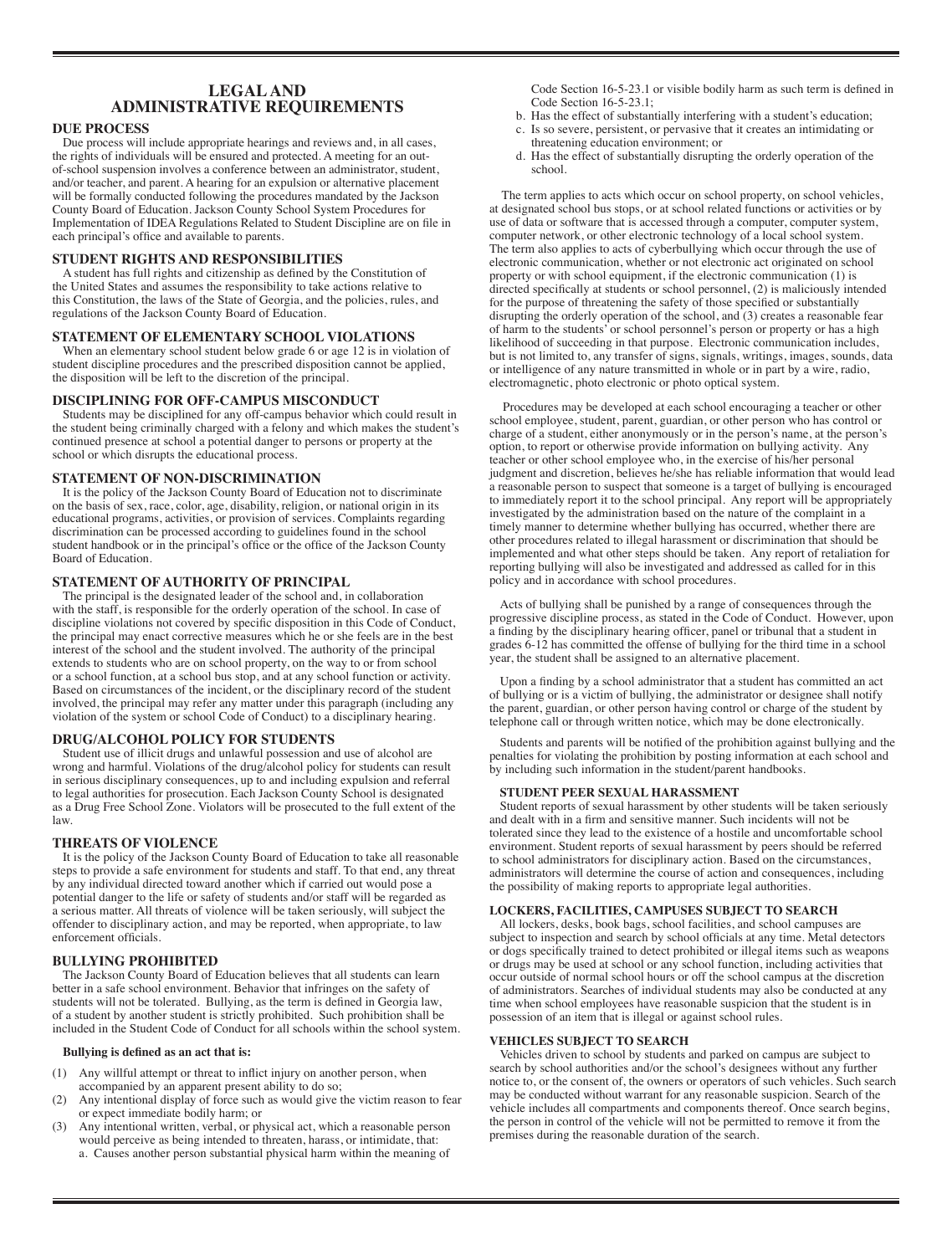# LEGAL AND ADMINISTRATIVE REQUIREMENTS

## DUE PROCESS

Due process will include appropriate hearings and reviews and, in all cases, the rights of individuals will be ensured and protected. A meeting for an out-of-school suspension involves a conference between an administrator, student, and/or teacher, and parent. A hearing for an expulsion or alternative placement will be formally conducted following the procedures mandated by the Jackson County Board of Education. Jackson County School System Procedures for Implementation of IDEA Regulations Related to Student Discipline are on file in each principal's office and available to parents.

## STUDENT RIGHTS AND RESPONSIBILITIES

A student has full rights and citizenship as defined by the Constitution of the United States and assumes the responsibility to take actions relative to this Constitution, the laws of the State of Georgia, and the policies, rules, and regulations of the Jackson County Board of Education.

## STATEMENT OF ELEMENTARY SCHOOL VIOLATIONS

When an elementary school student below grade 6 or age 12 is in violation of student discipline procedures and the prescribed disposition cannot be applied, the disposition will be left to the discretion of the principal.

## DISCIPLINING FOR OFF-CAMPUS MISCONDUCT

Students may be disciplined for any off-campus behavior which could result in the student being criminally charged with a felony and which makes the student's continued presence at school a potential danger to persons or property at the school or which disrupts the educational process.

## STATEMENT OF NON-DISCRIMINATION

It is the policy of the Jackson County Board of Education not to discriminate on the basis of sex, race, color, age, disability, religion, or national origin in its educational programs, activities, or provision of services. Complaints regarding discrimination can be processed according to guidelines found in the school student handbook or in the principal's office or the office of the Jackson County Board of Education.

## STATEMENT OF AUTHORITY OF PRINCIPAL

The principal is the designated leader of the school and, in collaboration with the staff, is responsible for the orderly operation of the school. In case of discipline violations not covered by specific disposition in this Code of Conduct, the principal may enact corrective measures which he or she feels are in the best interest of the school and the student involved. The authority of the principal extends to students who are on school property, on the way to or from school or a school function, at a school bus stop, and at any school function or activity. Based on circumstances of the incident, or the disciplinary record of the student involved, the principal may refer any matter under this paragraph (including any violation of the system or school Code of Conduct) to a disciplinary hearing.

## DRUG/ALCOHOL POLICY FOR STUDENTS

Student use of illicit drugs and unlawful possession and use of alcohol are wrong and harmful. Violations of the drug/alcohol policy for students can result in serious disciplinary consequences, up to and including expulsion and referral to legal authorities for prosecution. Each Jackson County School is designated as a Drug Free School Zone. Violators will be prosecuted to the full extent of the law.

## THREATS OF VIOLENCE

It is the policy of the Jackson County Board of Education to take all reasonable steps to provide a safe environment for students and staff. To that end, any threat by any individual directed toward another which if carried out would pose a potential danger to the life or safety of students and/or staff will be regarded as a serious matter. All threats of violence will be taken seriously, will subject the offender to disciplinary action, and may be reported, when appropriate, to law enforcement officials.

## BULLYING PROHIBITED

The Jackson County Board of Education believes that all students can learn better in a safe school environment. Behavior that infringes on the safety of students will not be tolerated. Bullying, as the term is defined in Georgia law, of a student by another student is strictly prohibited. Such prohibition shall be included in the Student Code of Conduct for all schools within the school system.

**Bullying is defined as an act that is:**

(1) Any willful attempt or threat to inflict injury on another person, when accompanied by an apparent present ability to do so;

(2) Any intentional display of force such as would give the victim reason to fear or expect immediate bodily harm; or

(3) Any intentional written, verbal, or physical act, which a reasonable person would perceive as being intended to threaten, harass, or intimidate, that:
   a. Causes another person substantial physical harm within the meaning of Code Section 16-5-23.1 or visible bodily harm as such term is defined in Code Section 16-5-23.1;
   b. Has the effect of substantially interfering with a student's education;
   c. Is so severe, persistent, or pervasive that it creates an intimidating or threatening education environment; or
   d. Has the effect of substantially disrupting the orderly operation of the school.

The term applies to acts which occur on school property, on school vehicles, at designated school bus stops, or at school related functions or activities or by use of data or software that is accessed through a computer, computer system, computer network, or other electronic technology of a local school system. The term also applies to acts of cyberbullying which occur through the use of electronic communication, whether or not electronic act originated on school property or with school equipment, if the electronic communication (1) is directed specifically at students or school personnel, (2) is maliciously intended for the purpose of threatening the safety of those specified or substantially disrupting the orderly operation of the school, and (3) creates a reasonable fear of harm to the students' or school personnel's person or property or has a high likelihood of succeeding in that purpose. Electronic communication includes, but is not limited to, any transfer of signs, signals, writings, images, sounds, data or intelligence of any nature transmitted in whole or in part by a wire, radio, electromagnetic, photo electronic or photo optical system.

Procedures may be developed at each school encouraging a teacher or other school employee, student, parent, guardian, or other person who has control or charge of a student, either anonymously or in the person's name, at the person's option, to report or otherwise provide information on bullying activity. Any teacher or other school employee who, in the exercise of his/her personal judgment and discretion, believes he/she has reliable information that would lead a reasonable person to suspect that someone is a target of bullying is encouraged to immediately report it to the school principal. Any report will be appropriately investigated by the administration based on the nature of the complaint in a timely manner to determine whether bullying has occurred, whether there are other procedures related to illegal harassment or discrimination that should be implemented and what other steps should be taken. Any report of retaliation for reporting bullying will also be investigated and addressed as called for in this policy and in accordance with school procedures.

Acts of bullying shall be punished by a range of consequences through the progressive discipline process, as stated in the Code of Conduct. However, upon a finding by the disciplinary hearing officer, panel or tribunal that a student in grades 6-12 has committed the offense of bullying for the third time in a school year, the student shall be assigned to an alternative placement.

Upon a finding by a school administrator that a student has committed an act of bullying or is a victim of bullying, the administrator or designee shall notify the parent, guardian, or other person having control or charge of the student by telephone call or through written notice, which may be done electronically.

Students and parents will be notified of the prohibition against bullying and the penalties for violating the prohibition by posting information at each school and by including such information in the student/parent handbooks.

### STUDENT PEER SEXUAL HARASSMENT

Student reports of sexual harassment by other students will be taken seriously and dealt with in a firm and sensitive manner. Such incidents will not be tolerated since they lead to the existence of a hostile and uncomfortable school environment. Student reports of sexual harassment by peers should be referred to school administrators for disciplinary action. Based on the circumstances, administrators will determine the course of action and consequences, including the possibility of making reports to appropriate legal authorities.

## LOCKERS, FACILITIES, CAMPUSES SUBJECT TO SEARCH

All lockers, desks, book bags, school facilities, and school campuses are subject to inspection and search by school officials at any time. Metal detectors or dogs specifically trained to detect prohibited or illegal items such as weapons or drugs may be used at school or any school function, including activities that occur outside of normal school hours or off the school campus at the discretion of administrators. Searches of individual students may also be conducted at any time when school employees have reasonable suspicion that the student is in possession of an item that is illegal or against school rules.

## VEHICLES SUBJECT TO SEARCH

Vehicles driven to school by students and parked on campus are subject to search by school authorities and/or the school's designees without any further notice to, or the consent of, the owners or operators of such vehicles. Such search may be conducted without warrant for any reasonable suspicion. Search of the vehicle includes all compartments and components thereof. Once search begins, the person in control of the vehicle will not be permitted to remove it from the premises during the reasonable duration of the search.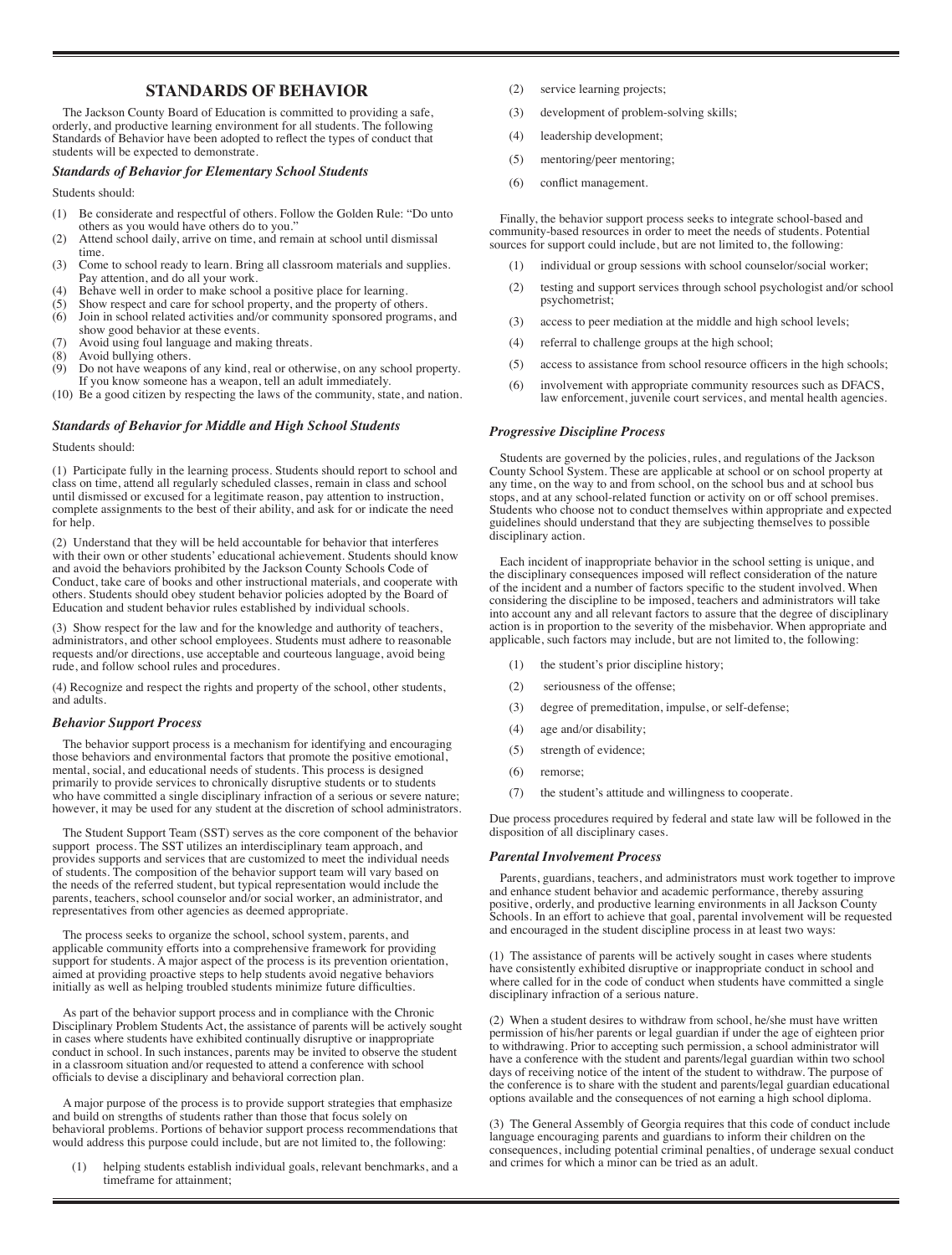# STANDARDS OF BEHAVIOR

The Jackson County Board of Education is committed to providing a safe, orderly, and productive learning environment for all students. The following Standards of Behavior have been adopted to reflect the types of conduct that students will be expected to demonstrate.

### *Standards of Behavior for Elementary School Students*

Students should:

(1) Be considerate and respectful of others. Follow the Golden Rule: "Do unto others as you would have others do to you."
(2) Attend school daily, arrive on time, and remain at school until dismissal time.
(3) Come to school ready to learn. Bring all classroom materials and supplies. Pay attention, and do all your work.
(4) Behave well in order to make school a positive place for learning.
(5) Show respect and care for school property, and the property of others.
(6) Join in school related activities and/or community sponsored programs, and show good behavior at these events.
(7) Avoid using foul language and making threats.
(8) Avoid bullying others.
(9) Do not have weapons of any kind, real or otherwise, on any school property. If you know someone has a weapon, tell an adult immediately.
(10) Be a good citizen by respecting the laws of the community, state, and nation.

### *Standards of Behavior for Middle and High School Students*

Students should:

(1) Participate fully in the learning process. Students should report to school and class on time, attend all regularly scheduled classes, remain in class and school until dismissed or excused for a legitimate reason, pay attention to instruction, complete assignments to the best of their ability, and ask for or indicate the need for help.

(2) Understand that they will be held accountable for behavior that interferes with their own or other students' educational achievement. Students should know and avoid the behaviors prohibited by the Jackson County Schools Code of Conduct, take care of books and other instructional materials, and cooperate with others. Students should obey student behavior policies adopted by the Board of Education and student behavior rules established by individual schools.

(3) Show respect for the law and for the knowledge and authority of teachers, administrators, and other school employees. Students must adhere to reasonable requests and/or directions, use acceptable and courteous language, avoid being rude, and follow school rules and procedures.

(4) Recognize and respect the rights and property of the school, other students, and adults.

### *Behavior Support Process*

The behavior support process is a mechanism for identifying and encouraging those behaviors and environmental factors that promote the positive emotional, mental, social, and educational needs of students. This process is designed primarily to provide services to chronically disruptive students or to students who have committed a single disciplinary infraction of a serious or severe nature; however, it may be used for any student at the discretion of school administrators.

The Student Support Team (SST) serves as the core component of the behavior support process. The SST utilizes an interdisciplinary team approach, and provides supports and services that are customized to meet the individual needs of students. The composition of the behavior support team will vary based on the needs of the referred student, but typical representation would include the parents, teachers, school counselor and/or social worker, an administrator, and representatives from other agencies as deemed appropriate.

The process seeks to organize the school, school system, parents, and applicable community efforts into a comprehensive framework for providing support for students. A major aspect of the process is its prevention orientation, aimed at providing proactive steps to help students avoid negative behaviors initially as well as helping troubled students minimize future difficulties.

As part of the behavior support process and in compliance with the Chronic Disciplinary Problem Students Act, the assistance of parents will be actively sought in cases where students have exhibited continually disruptive or inappropriate conduct in school. In such instances, parents may be invited to observe the student in a classroom situation and/or requested to attend a conference with school officials to devise a disciplinary and behavioral correction plan.

A major purpose of the process is to provide support strategies that emphasize and build on strengths of students rather than those that focus solely on behavioral problems. Portions of behavior support process recommendations that would address this purpose could include, but are not limited to, the following:

(1) helping students establish individual goals, relevant benchmarks, and a timeframe for attainment;

(2) service learning projects;

(3) development of problem-solving skills;

(4) leadership development;

(5) mentoring/peer mentoring;

(6) conflict management.

Finally, the behavior support process seeks to integrate school-based and community-based resources in order to meet the needs of students. Potential sources for support could include, but are not limited to, the following:

(1) individual or group sessions with school counselor/social worker;

(2) testing and support services through school psychologist and/or school psychometrist;

(3) access to peer mediation at the middle and high school levels;

(4) referral to challenge groups at the high school;

(5) access to assistance from school resource officers in the high schools;

(6) involvement with appropriate community resources such as DFACS, law enforcement, juvenile court services, and mental health agencies.

### *Progressive Discipline Process*

Students are governed by the policies, rules, and regulations of the Jackson County School System. These are applicable at school or on school property at any time, on the way to and from school, on the school bus and at school bus stops, and at any school-related function or activity on or off school premises. Students who choose not to conduct themselves within appropriate and expected guidelines should understand that they are subjecting themselves to possible disciplinary action.

Each incident of inappropriate behavior in the school setting is unique, and the disciplinary consequences imposed will reflect consideration of the nature of the incident and a number of factors specific to the student involved. When considering the discipline to be imposed, teachers and administrators will take into account any and all relevant factors to assure that the degree of disciplinary action is in proportion to the severity of the misbehavior. When appropriate and applicable, such factors may include, but are not limited to, the following:

(1) the student's prior discipline history;

(2) seriousness of the offense;

(3) degree of premeditation, impulse, or self-defense;

(4) age and/or disability;

(5) strength of evidence;

(6) remorse;

(7) the student's attitude and willingness to cooperate.

Due process procedures required by federal and state law will be followed in the disposition of all disciplinary cases.

### *Parental Involvement Process*

Parents, guardians, teachers, and administrators must work together to improve and enhance student behavior and academic performance, thereby assuring positive, orderly, and productive learning environments in all Jackson County Schools. In an effort to achieve that goal, parental involvement will be requested and encouraged in the student discipline process in at least two ways:

(1) The assistance of parents will be actively sought in cases where students have consistently exhibited disruptive or inappropriate conduct in school and where called for in the code of conduct when students have committed a single disciplinary infraction of a serious nature.

(2) When a student desires to withdraw from school, he/she must have written permission of his/her parents or legal guardian if under the age of eighteen prior to withdrawing. Prior to accepting such permission, a school administrator will have a conference with the student and parents/legal guardian within two school days of receiving notice of the intent of the student to withdraw. The purpose of the conference is to share with the student and parents/legal guardian educational options available and the consequences of not earning a high school diploma.

(3) The General Assembly of Georgia requires that this code of conduct include language encouraging parents and guardians to inform their children on the consequences, including potential criminal penalties, of underage sexual conduct and crimes for which a minor can be tried as an adult.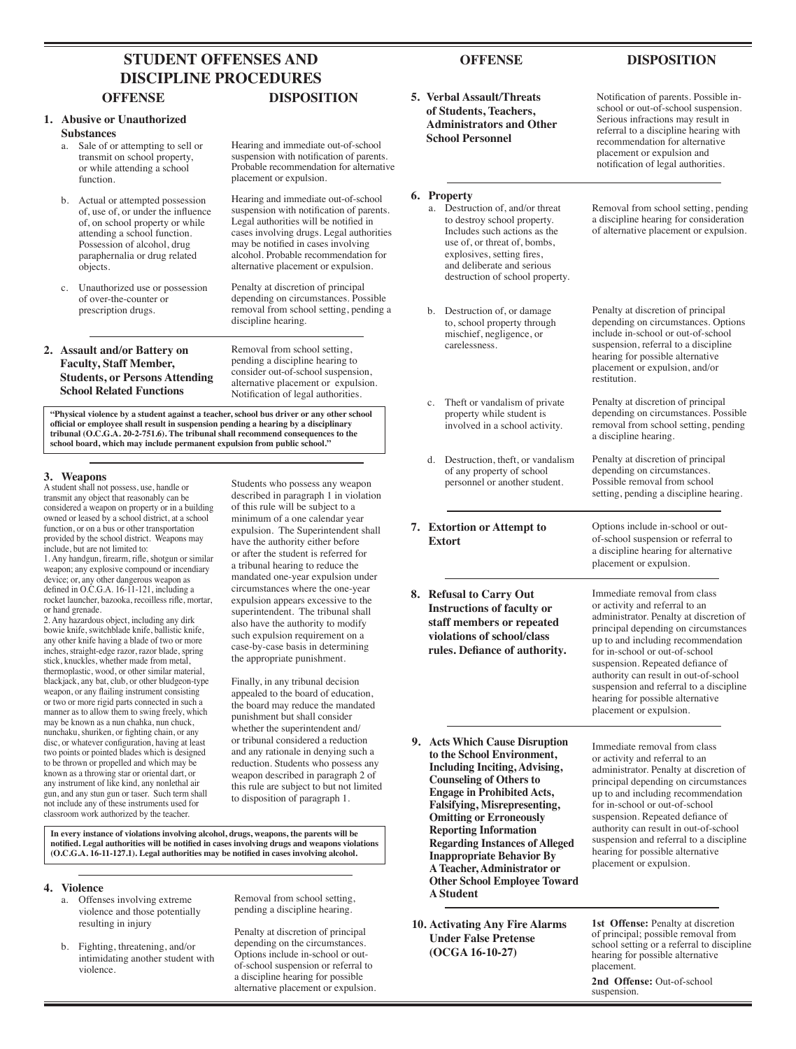# STUDENT OFFENSES AND DISCIPLINE PROCEDURES

| OFFENSE | DISPOSITION |
|---|---|
| **1. Abusive or Unauthorized Substances** | |
| a. Sale of or attempting to sell or transmit on school property, or while attending a school function. | Hearing and immediate out-of-school suspension with notification of parents. Probable recommendation for alternative placement or expulsion. |
| b. Actual or attempted possession of, use of, or under the influence of, on school property or while attending a school function. Possession of alcohol, drug paraphernalia or drug related objects. | Hearing and immediate out-of-school suspension with notification of parents. Legal authorities will be notified in cases involving drugs. Legal authorities may be notified in cases involving alcohol. Probable recommendation for alternative placement or expulsion. |
| c. Unauthorized use or possession of over-the-counter or prescription drugs. | Penalty at discretion of principal depending on circumstances. Possible removal from school setting, pending a discipline hearing. |
| **2. Assault and/or Battery on Faculty, Staff Member, Students, or Persons Attending School Related Functions** | Removal from school setting, pending a discipline hearing to consider out-of-school suspension, alternative placement or expulsion. Notification of legal authorities. |

**"Physical violence by a student against a teacher, school bus driver or any other school official or employee shall result in suspension pending a hearing by a disciplinary tribunal (O.C.G.A. 20-2-751.6). The tribunal shall recommend consequences to the school board, which may include permanent expulsion from public school."**

## 3. Weapons

A student shall not possess, use, handle or transmit any object that reasonably can be considered a weapon on property or in a building owned or leased by a school district, at a school function, or on a bus or other transportation provided by the school district. Weapons may include, but are not limited to:

1. Any handgun, firearm, rifle, shotgun or similar weapon; any explosive compound or incendiary device; or, any other dangerous weapon as defined in O.C.G.A. 16-11-121, including a rocket launcher, bazooka, recoilless rifle, mortar, or hand grenade.

2. Any hazardous object, including any dirk bowie knife, switchblade knife, ballistic knife, any other knife having a blade of two or more inches, straight-edge razor, razor blade, spring stick, knuckles, whether made from metal, thermoplastic, wood, or other similar material, blackjack, any bat, club, or other bludgeon-type weapon, or any flailing instrument consisting or two or more rigid parts connected in such a manner as to allow them to swing freely, which may be known as a nun chahka, nun chuck, nunchaku, shuriken, or fighting chain, or any disc, or whatever configuration, having at least two points or pointed blades which is designed to be thrown or propelled and which may be known as a throwing star or oriental dart, or any instrument of like kind, any nonlethal air gun, and any stun gun or taser. Such term shall not include any of these instruments used for classroom work authorized by the teacher.

Students who possess any weapon described in paragraph 1 in violation of this rule will be subject to a minimum of a one calendar year expulsion. The Superintendent shall have the authority either before or after the student is referred for a tribunal hearing to reduce the mandated one-year expulsion under circumstances where the one-year expulsion appears excessive to the superintendent. The tribunal shall also have the authority to modify such expulsion requirement on a case-by-case basis in determining the appropriate punishment.

Finally, in any tribunal decision appealed to the board of education, the board may reduce the mandated punishment but shall consider whether the superintendent and/or tribunal considered a reduction and any rationale in denying such a reduction. Students who possess any weapon described in paragraph 2 of this rule are subject to but not limited to disposition of paragraph 1.

**In every instance of violations involving alcohol, drugs, weapons, the parents will be notified. Legal authorities will be notified in cases involving drugs and weapons violations (O.C.G.A. 16-11-127.1). Legal authorities may be notified in cases involving alcohol.**

| OFFENSE | DISPOSITION |
|---|---|
| **4. Violence** | |
| a. Offenses involving extreme violence and those potentially resulting in injury | Removal from school setting, pending a discipline hearing. |
| b. Fighting, threatening, and/or intimidating another student with violence. | Penalty at discretion of principal depending on the circumstances. Options include in-school or out-of-school suspension or referral to a discipline hearing for possible alternative placement or expulsion. |
| **5. Verbal Assault/Threats of Students, Teachers, Administrators and Other School Personnel** | Notification of parents. Possible in-school or out-of-school suspension. Serious infractions may result in referral to a discipline hearing with recommendation for alternative placement or expulsion and notification of legal authorities. |
| **6. Property** | |
| a. Destruction of, and/or threat to destroy school property. Includes such actions as the use of, or threat of, bombs, explosives, setting fires, and deliberate and serious destruction of school property. | Removal from school setting, pending a discipline hearing for consideration of alternative placement or expulsion. |
| b. Destruction of, or damage to, school property through mischief, negligence, or carelessness. | Penalty at discretion of principal depending on circumstances. Options include in-school or out-of-school suspension, referral to a discipline hearing for possible alternative placement or expulsion, and/or restitution. |
| c. Theft or vandalism of private property while student is involved in a school activity. | Penalty at discretion of principal depending on circumstances. Possible removal from school setting, pending a discipline hearing. |
| d. Destruction, theft, or vandalism of any property of school personnel or another student. | Penalty at discretion of principal depending on circumstances. Possible removal from school setting, pending a discipline hearing. |
| **7. Extortion or Attempt to Extort** | Options include in-school or out-of-school suspension or referral to a discipline hearing for alternative placement or expulsion. |
| **8. Refusal to Carry Out Instructions of faculty or staff members or repeated violations of school/class rules. Defiance of authority.** | Immediate removal from class or activity and referral to an administrator. Penalty at discretion of principal depending on circumstances up to and including recommendation for in-school or out-of-school suspension. Repeated defiance of authority can result in out-of-school suspension and referral to a discipline hearing for possible alternative placement or expulsion. |
| **9. Acts Which Cause Disruption to the School Environment, Including Inciting, Advising, Counseling of Others to Engage in Prohibited Acts, Falsifying, Misrepresenting, Omitting or Erroneously Reporting Information Regarding Instances of Alleged Inappropriate Behavior By A Teacher, Administrator or Other School Employee Toward A Student** | Immediate removal from class or activity and referral to an administrator. Penalty at discretion of principal depending on circumstances up to and including recommendation for in-school or out-of-school suspension. Repeated defiance of authority can result in out-of-school suspension and referral to a discipline hearing for possible alternative placement or expulsion. |
| **10. Activating Any Fire Alarms Under False Pretense (OCGA 16-10-27)** | **1st Offense:** Penalty at discretion of principal; possible removal from school setting or a referral to discipline hearing for possible alternative placement. **2nd Offense:** Out-of-school suspension. |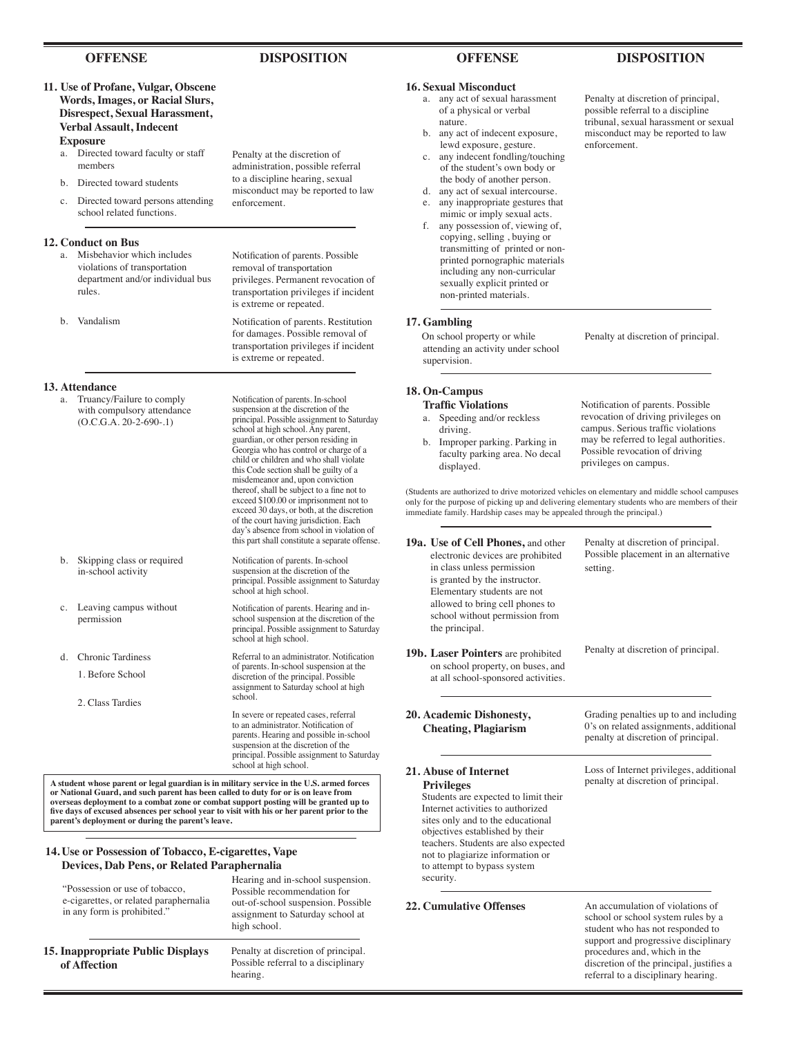| OFFENSE | DISPOSITION |
|---|---|
| **11. Use of Profane, Vulgar, Obscene Words, Images, or Racial Slurs, Disrespect, Sexual Harassment, Verbal Assault, Indecent Exposure** | |
| a. Directed toward faculty or staff members<br>b. Directed toward students<br>c. Directed toward persons attending school related functions. | Penalty at the discretion of administration, possible referral to a discipline hearing, sexual misconduct may be reported to law enforcement. |
| **12. Conduct on Bus** | |
| a. Misbehavior which includes violations of transportation department and/or individual bus rules. | Notification of parents. Possible removal of transportation privileges. Permanent revocation of transportation privileges if incident is extreme or repeated. |
| b. Vandalism | Notification of parents. Restitution for damages. Possible removal of transportation privileges if incident is extreme or repeated. |
| **13. Attendance** | |
| a. Truancy/Failure to comply with compulsory attendance (O.C.G.A. 20-2-690-.1) | Notification of parents. In-school suspension at the discretion of the principal. Possible assignment to Saturday school at high school. Any parent, guardian, or other person residing in Georgia who has control or charge of a child or children and who shall violate this Code section shall be guilty of a misdemeanor and, upon conviction thereof, shall be subject to a fine not to exceed $100.00 or imprisonment not to exceed 30 days, or both, at the discretion of the court having jurisdiction. Each day's absence from school in violation of this part shall constitute a separate offense. |
| b. Skipping class or required in-school activity | Notification of parents. In-school suspension at the discretion of the principal. Possible assignment to Saturday school at high school. |
| c. Leaving campus without permission | Notification of parents. Hearing and in-school suspension at the discretion of the principal. Possible assignment to Saturday school at high school. |
| d. Chronic Tardiness<br>1. Before School | Referral to an administrator. Notification of parents. In-school suspension at the discretion of the principal. Possible assignment to Saturday school at high school. |
| 2. Class Tardies | In severe or repeated cases, referral to an administrator. Notification of parents. Hearing and possible in-school suspension at the discretion of the principal. Possible assignment to Saturday school at high school. |

**A student whose parent or legal guardian is in military service in the U.S. armed forces or National Guard, and such parent has been called to duty for or is on leave from overseas deployment to a combat zone or combat support posting will be granted up to five days of excused absences per school year to visit with his or her parent prior to the parent's deployment or during the parent's leave.**

| OFFENSE | DISPOSITION |
|---|---|
| **14. Use or Possession of Tobacco, E-cigarettes, Vape Devices, Dab Pens, or Related Paraphernalia**<br>"Possession or use of tobacco, e-cigarettes, or related paraphernalia in any form is prohibited." | Hearing and in-school suspension. Possible recommendation for out-of-school suspension. Possible assignment to Saturday school at high school. |
| **15. Inappropriate Public Displays of Affection** | Penalty at discretion of principal. Possible referral to a disciplinary hearing. |
| **16. Sexual Misconduct**<br>a. any act of sexual harassment of a physical or verbal nature.<br>b. any act of indecent exposure, lewd exposure, gesture.<br>c. any indecent fondling/touching of the student's own body or the body of another person.<br>d. any act of sexual intercourse.<br>e. any inappropriate gestures that mimic or imply sexual acts.<br>f. any possession of, viewing of, copying, selling , buying or transmitting of printed or non-printed pornographic materials including any non-curricular sexually explicit printed or non-printed materials. | Penalty at discretion of principal, possible referral to a discipline tribunal, sexual harassment or sexual misconduct may be reported to law enforcement. |
| **17. Gambling**<br>On school property or while attending an activity under school supervision. | Penalty at discretion of principal. |
| **18. On-Campus Traffic Violations**<br>a. Speeding and/or reckless driving.<br>b. Improper parking. Parking in faculty parking area. No decal displayed. | Notification of parents. Possible revocation of driving privileges on campus. Serious traffic violations may be referred to legal authorities. Possible revocation of driving privileges on campus. |

(Students are authorized to drive motorized vehicles on elementary and middle school campuses only for the purpose of picking up and delivering elementary students who are members of their immediate family. Hardship cases may be appealed through the principal.)

| OFFENSE | DISPOSITION |
|---|---|
| **19a. Use of Cell Phones,** and other electronic devices are prohibited in class unless permission is granted by the instructor. Elementary students are not allowed to bring cell phones to school without permission from the principal. | Penalty at discretion of principal. Possible placement in an alternative setting. |
| **19b. Laser Pointers** are prohibited on school property, on buses, and at all school-sponsored activities. | Penalty at discretion of principal. |
| **20. Academic Dishonesty, Cheating, Plagiarism** | Grading penalties up to and including 0's on related assignments, additional penalty at discretion of principal. |
| **21. Abuse of Internet Privileges**<br>Students are expected to limit their Internet activities to authorized sites only and to the educational objectives established by their teachers. Students are also expected not to plagiarize information or to attempt to bypass system security. | Loss of Internet privileges, additional penalty at discretion of principal. |
| **22. Cumulative Offenses** | An accumulation of violations of school or school system rules by a student who has not responded to support and progressive disciplinary procedures and, which in the discretion of the principal, justifies a referral to a disciplinary hearing. |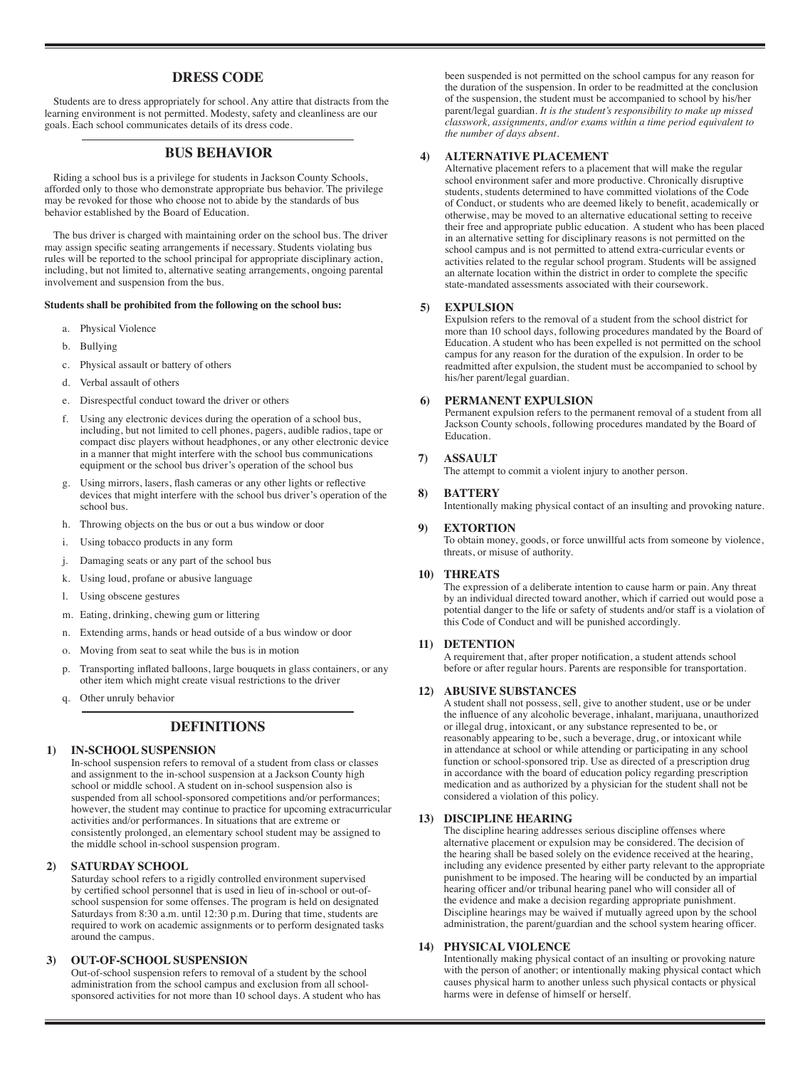## DRESS CODE

Students are to dress appropriately for school. Any attire that distracts from the learning environment is not permitted. Modesty, safety and cleanliness are our goals. Each school communicates details of its dress code.

## BUS BEHAVIOR

Riding a school bus is a privilege for students in Jackson County Schools, afforded only to those who demonstrate appropriate bus behavior. The privilege may be revoked for those who choose not to abide by the standards of bus behavior established by the Board of Education.

The bus driver is charged with maintaining order on the school bus. The driver may assign specific seating arrangements if necessary. Students violating bus rules will be reported to the school principal for appropriate disciplinary action, including, but not limited to, alternative seating arrangements, ongoing parental involvement and suspension from the bus.

**Students shall be prohibited from the following on the school bus:**

a. Physical Violence
b. Bullying
c. Physical assault or battery of others
d. Verbal assault of others
e. Disrespectful conduct toward the driver or others
f. Using any electronic devices during the operation of a school bus, including, but not limited to cell phones, pagers, audible radios, tape or compact disc players without headphones, or any other electronic device in a manner that might interfere with the school bus communications equipment or the school bus driver's operation of the school bus
g. Using mirrors, lasers, flash cameras or any other lights or reflective devices that might interfere with the school bus driver's operation of the school bus.
h. Throwing objects on the bus or out a bus window or door
i. Using tobacco products in any form
j. Damaging seats or any part of the school bus
k. Using loud, profane or abusive language
l. Using obscene gestures
m. Eating, drinking, chewing gum or littering
n. Extending arms, hands or head outside of a bus window or door
o. Moving from seat to seat while the bus is in motion
p. Transporting inflated balloons, large bouquets in glass containers, or any other item which might create visual restrictions to the driver
q. Other unruly behavior

## DEFINITIONS

**1) IN-SCHOOL SUSPENSION**

In-school suspension refers to removal of a student from class or classes and assignment to the in-school suspension at a Jackson County high school or middle school. A student on in-school suspension also is suspended from all school-sponsored competitions and/or performances; however, the student may continue to practice for upcoming extracurricular activities and/or performances. In situations that are extreme or consistently prolonged, an elementary school student may be assigned to the middle school in-school suspension program.

**2) SATURDAY SCHOOL**

Saturday school refers to a rigidly controlled environment supervised by certified school personnel that is used in lieu of in-school or out-of-school suspension for some offenses. The program is held on designated Saturdays from 8:30 a.m. until 12:30 p.m. During that time, students are required to work on academic assignments or to perform designated tasks around the campus.

**3) OUT-OF-SCHOOL SUSPENSION**

Out-of-school suspension refers to removal of a student by the school administration from the school campus and exclusion from all school-sponsored activities for not more than 10 school days. A student who has been suspended is not permitted on the school campus for any reason for the duration of the suspension. In order to be readmitted at the conclusion of the suspension, the student must be accompanied to school by his/her parent/legal guardian. *It is the student's responsibility to make up missed classwork, assignments, and/or exams within a time period equivalent to the number of days absent.*

**4) ALTERNATIVE PLACEMENT**

Alternative placement refers to a placement that will make the regular school environment safer and more productive. Chronically disruptive students, students determined to have committed violations of the Code of Conduct, or students who are deemed likely to benefit, academically or otherwise, may be moved to an alternative educational setting to receive their free and appropriate public education. A student who has been placed in an alternative setting for disciplinary reasons is not permitted on the school campus and is not permitted to attend extra-curricular events or activities related to the regular school program. Students will be assigned an alternate location within the district in order to complete the specific state-mandated assessments associated with their coursework.

**5) EXPULSION**

Expulsion refers to the removal of a student from the school district for more than 10 school days, following procedures mandated by the Board of Education. A student who has been expelled is not permitted on the school campus for any reason for the duration of the expulsion. In order to be readmitted after expulsion, the student must be accompanied to school by his/her parent/legal guardian.

**6) PERMANENT EXPULSION**

Permanent expulsion refers to the permanent removal of a student from all Jackson County schools, following procedures mandated by the Board of Education.

**7) ASSAULT**

The attempt to commit a violent injury to another person.

**8) BATTERY**

Intentionally making physical contact of an insulting and provoking nature.

**9) EXTORTION**

To obtain money, goods, or force unwillful acts from someone by violence, threats, or misuse of authority.

**10) THREATS**

The expression of a deliberate intention to cause harm or pain. Any threat by an individual directed toward another, which if carried out would pose a potential danger to the life or safety of students and/or staff is a violation of this Code of Conduct and will be punished accordingly.

**11) DETENTION**

A requirement that, after proper notification, a student attends school before or after regular hours. Parents are responsible for transportation.

**12) ABUSIVE SUBSTANCES**

A student shall not possess, sell, give to another student, use or be under the influence of any alcoholic beverage, inhalant, marijuana, unauthorized or illegal drug, intoxicant, or any substance represented to be, or reasonably appearing to be, such a beverage, drug, or intoxicant while in attendance at school or while attending or participating in any school function or school-sponsored trip. Use as directed of a prescription drug in accordance with the board of education policy regarding prescription medication and as authorized by a physician for the student shall not be considered a violation of this policy.

**13) DISCIPLINE HEARING**

The discipline hearing addresses serious discipline offenses where alternative placement or expulsion may be considered. The decision of the hearing shall be based solely on the evidence received at the hearing, including any evidence presented by either party relevant to the appropriate punishment to be imposed. The hearing will be conducted by an impartial hearing officer and/or tribunal hearing panel who will consider all of the evidence and make a decision regarding appropriate punishment. Discipline hearings may be waived if mutually agreed upon by the school administration, the parent/guardian and the school system hearing officer.

**14) PHYSICAL VIOLENCE**

Intentionally making physical contact of an insulting or provoking nature with the person of another; or intentionally making physical contact which causes physical harm to another unless such physical contacts or physical harms were in defense of himself or herself.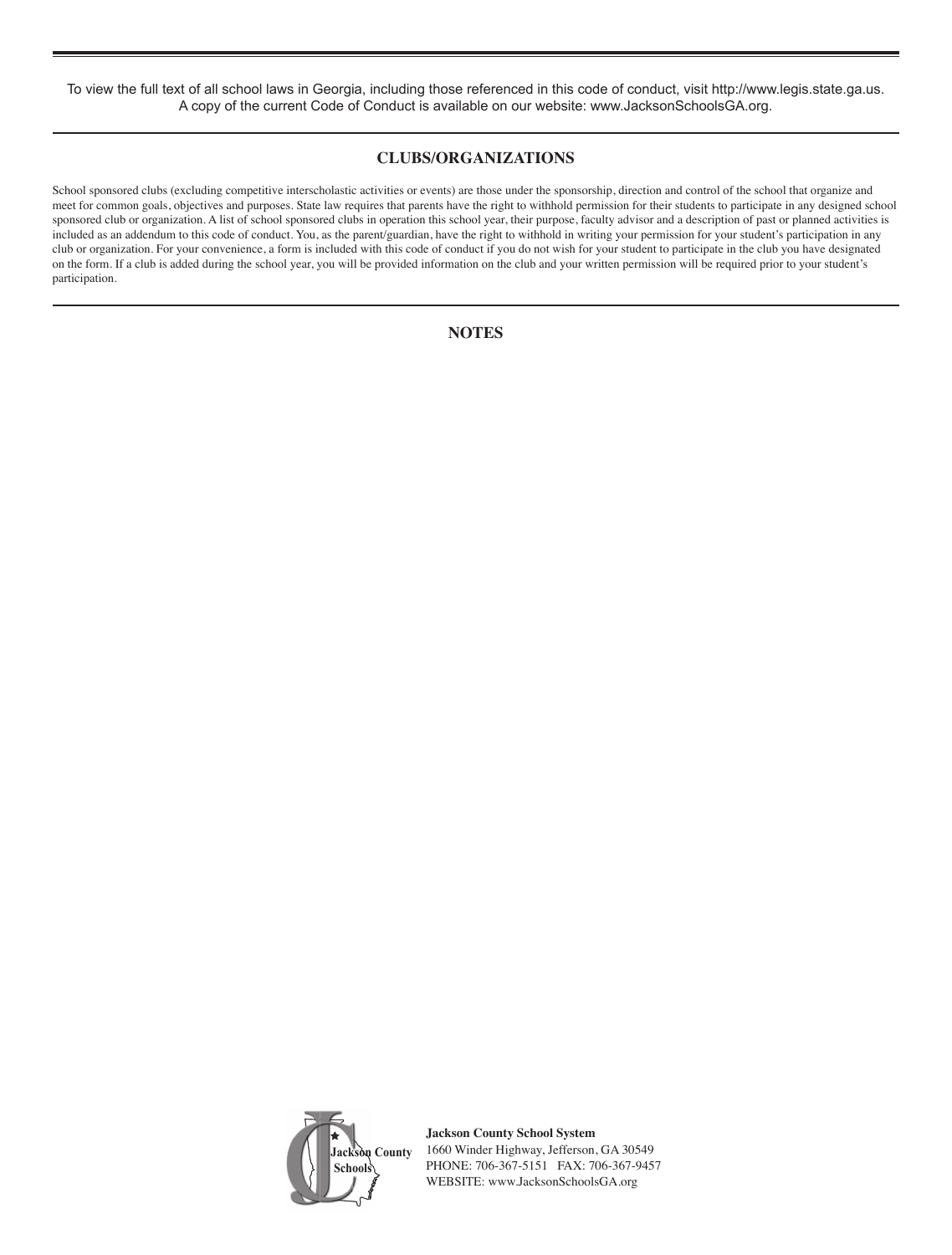To view the full text of all school laws in Georgia, including those referenced in this code of conduct, visit http://www.legis.state.ga.us.
A copy of the current Code of Conduct is available on our website: www.JacksonSchoolsGA.org.

## CLUBS/ORGANIZATIONS

School sponsored clubs (excluding competitive interscholastic activities or events) are those under the sponsorship, direction and control of the school that organize and meet for common goals, objectives and purposes. State law requires that parents have the right to withhold permission for their students to participate in any designed school sponsored club or organization. A list of school sponsored clubs in operation this school year, their purpose, faculty advisor and a description of past or planned activities is included as an addendum to this code of conduct. You, as the parent/guardian, have the right to withhold in writing your permission for your student's participation in any club or organization. For your convenience, a form is included with this code of conduct if you do not wish for your student to participate in the club you have designated on the form. If a club is added during the school year, you will be provided information on the club and your written permission will be required prior to your student's participation.

## NOTES

Jackson County Schools

**Jackson County School System**
1660 Winder Highway, Jefferson, GA 30549
PHONE: 706-367-5151 FAX: 706-367-9457
WEBSITE: www.JacksonSchoolsGA.org